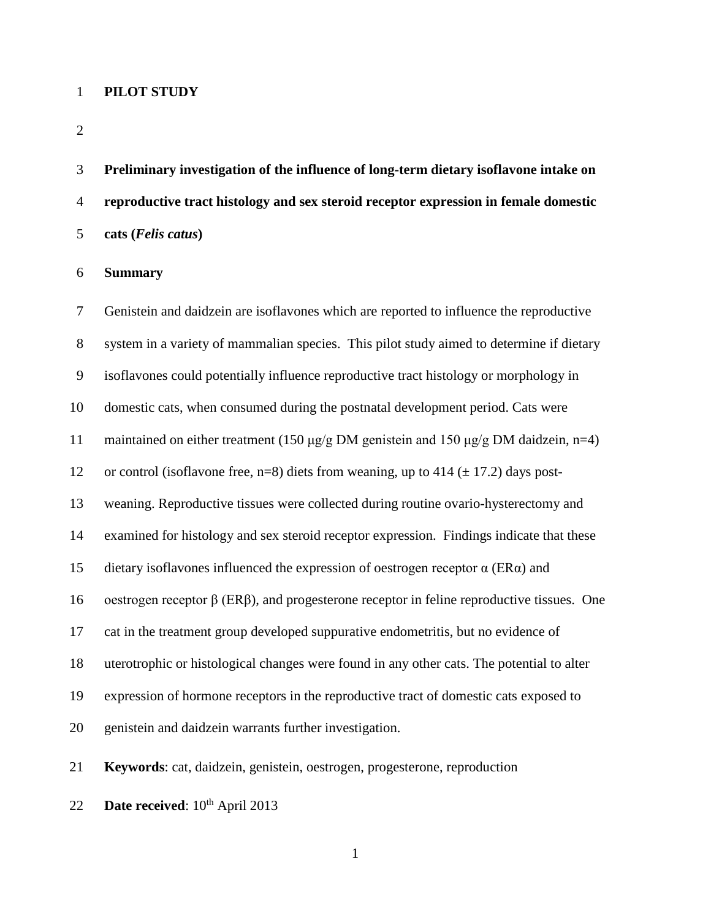**PILOT STUDY**

# Preliminary investigation of the influence of long-term dietary isoflavone intake on reproductive tract histology and sex steroid receptor expression in female domestic cats (*Felis catus*)

## Summary

Genistein and daidzein are isoflavones which are reported to influence the reproductive system in a variety of mammalian species. This pilot study aimed to determine if dietary isoflavones could potentially influence reproductive tract histology or morphology in domestic cats, when consumed during the postnatal development period. Cats were maintained on either treatment (150 μg/g DM genistein and 150 μg/g DM daidzein, n=4) or control (isoflavone free, n=8) diets from weaning, up to 414 (± 17.2) days post-weaning. Reproductive tissues were collected during routine ovario-hysterectomy and examined for histology and sex steroid receptor expression. Findings indicate that these dietary isoflavones influenced the expression of oestrogen receptor α (ERα) and oestrogen receptor β (ERβ), and progesterone receptor in feline reproductive tissues. One cat in the treatment group developed suppurative endometritis, but no evidence of uterotrophic or histological changes were found in any other cats. The potential to alter expression of hormone receptors in the reproductive tract of domestic cats exposed to genistein and daidzein warrants further investigation.

**Keywords**: cat, daidzein, genistein, oestrogen, progesterone, reproduction

**Date received**: 10th April 2013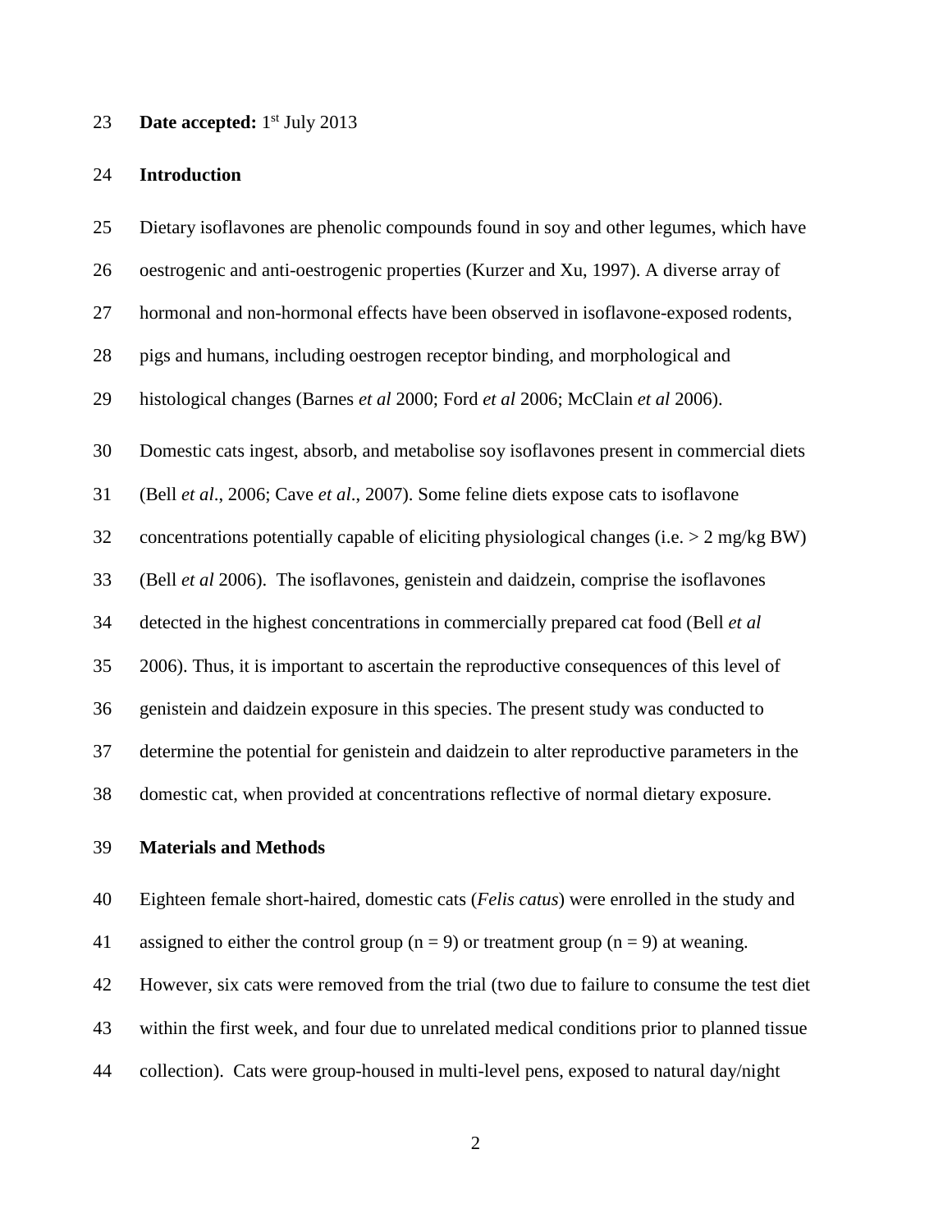**Date accepted:** 1st July 2013

## Introduction

Dietary isoflavones are phenolic compounds found in soy and other legumes, which have oestrogenic and anti-oestrogenic properties (Kurzer and Xu, 1997). A diverse array of hormonal and non-hormonal effects have been observed in isoflavone-exposed rodents, pigs and humans, including oestrogen receptor binding, and morphological and histological changes (Barnes *et al* 2000; Ford *et al* 2006; McClain *et al* 2006).

Domestic cats ingest, absorb, and metabolise soy isoflavones present in commercial diets (Bell *et al*., 2006; Cave *et al*., 2007). Some feline diets expose cats to isoflavone concentrations potentially capable of eliciting physiological changes (i.e. > 2 mg/kg BW) (Bell *et al* 2006). The isoflavones, genistein and daidzein, comprise the isoflavones detected in the highest concentrations in commercially prepared cat food (Bell *et al* 2006). Thus, it is important to ascertain the reproductive consequences of this level of genistein and daidzein exposure in this species. The present study was conducted to determine the potential for genistein and daidzein to alter reproductive parameters in the domestic cat, when provided at concentrations reflective of normal dietary exposure.

## Materials and Methods

Eighteen female short-haired, domestic cats (*Felis catus*) were enrolled in the study and assigned to either the control group (n = 9) or treatment group (n = 9) at weaning. However, six cats were removed from the trial (two due to failure to consume the test diet within the first week, and four due to unrelated medical conditions prior to planned tissue collection). Cats were group-housed in multi-level pens, exposed to natural day/night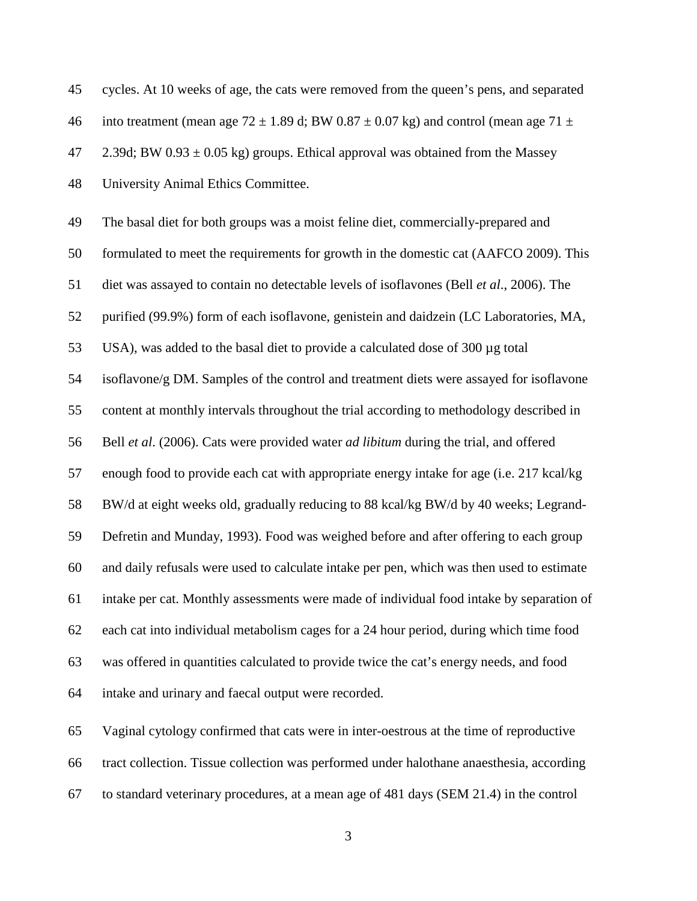cycles. At 10 weeks of age, the cats were removed from the queen's pens, and separated into treatment (mean age 72 ± 1.89 d; BW 0.87 ± 0.07 kg) and control (mean age 71 ± 2.39d; BW 0.93 ± 0.05 kg) groups. Ethical approval was obtained from the Massey University Animal Ethics Committee.

The basal diet for both groups was a moist feline diet, commercially-prepared and formulated to meet the requirements for growth in the domestic cat (AAFCO 2009). This diet was assayed to contain no detectable levels of isoflavones (Bell *et al*., 2006). The purified (99.9%) form of each isoflavone, genistein and daidzein (LC Laboratories, MA, USA), was added to the basal diet to provide a calculated dose of 300 µg total isoflavone/g DM. Samples of the control and treatment diets were assayed for isoflavone content at monthly intervals throughout the trial according to methodology described in Bell *et al*. (2006). Cats were provided water *ad libitum* during the trial, and offered enough food to provide each cat with appropriate energy intake for age (i.e. 217 kcal/kg BW/d at eight weeks old, gradually reducing to 88 kcal/kg BW/d by 40 weeks; Legrand-Defretin and Munday, 1993). Food was weighed before and after offering to each group and daily refusals were used to calculate intake per pen, which was then used to estimate intake per cat. Monthly assessments were made of individual food intake by separation of each cat into individual metabolism cages for a 24 hour period, during which time food was offered in quantities calculated to provide twice the cat's energy needs, and food intake and urinary and faecal output were recorded.

Vaginal cytology confirmed that cats were in inter-oestrous at the time of reproductive tract collection. Tissue collection was performed under halothane anaesthesia, according to standard veterinary procedures, at a mean age of 481 days (SEM 21.4) in the control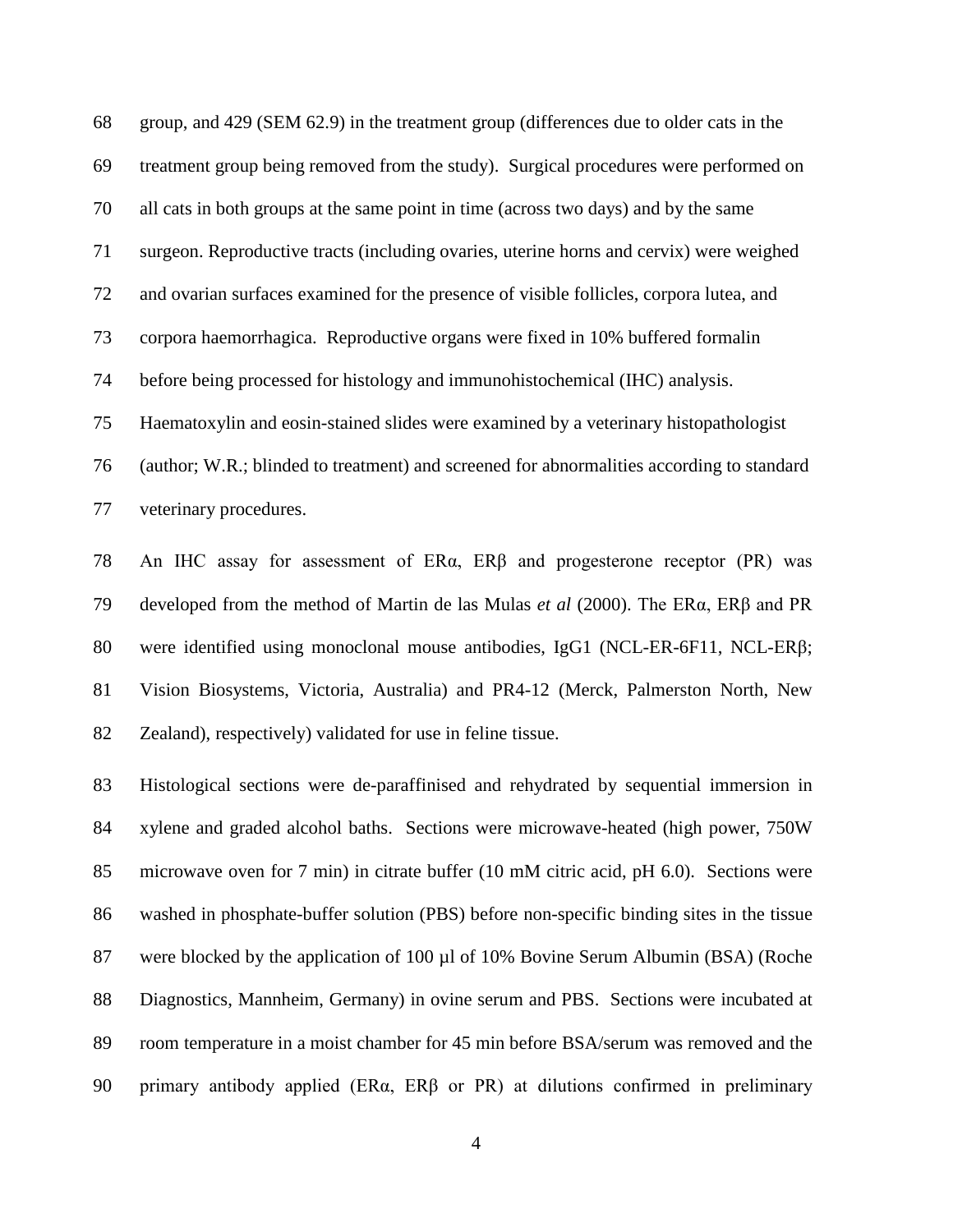group, and 429 (SEM 62.9) in the treatment group (differences due to older cats in the treatment group being removed from the study). Surgical procedures were performed on all cats in both groups at the same point in time (across two days) and by the same surgeon. Reproductive tracts (including ovaries, uterine horns and cervix) were weighed and ovarian surfaces examined for the presence of visible follicles, corpora lutea, and corpora haemorrhagica. Reproductive organs were fixed in 10% buffered formalin before being processed for histology and immunohistochemical (IHC) analysis. Haematoxylin and eosin-stained slides were examined by a veterinary histopathologist (author; W.R.; blinded to treatment) and screened for abnormalities according to standard veterinary procedures.

An IHC assay for assessment of ERα, ERβ and progesterone receptor (PR) was developed from the method of Martin de las Mulas *et al* (2000). The ERα, ERβ and PR were identified using monoclonal mouse antibodies, IgG1 (NCL-ER-6F11, NCL-ERβ; Vision Biosystems, Victoria, Australia) and PR4-12 (Merck, Palmerston North, New Zealand), respectively) validated for use in feline tissue.

Histological sections were de-paraffinised and rehydrated by sequential immersion in xylene and graded alcohol baths. Sections were microwave-heated (high power, 750W microwave oven for 7 min) in citrate buffer (10 mM citric acid, pH 6.0). Sections were washed in phosphate-buffer solution (PBS) before non-specific binding sites in the tissue were blocked by the application of 100 µl of 10% Bovine Serum Albumin (BSA) (Roche Diagnostics, Mannheim, Germany) in ovine serum and PBS. Sections were incubated at room temperature in a moist chamber for 45 min before BSA/serum was removed and the primary antibody applied (ERα, ERβ or PR) at dilutions confirmed in preliminary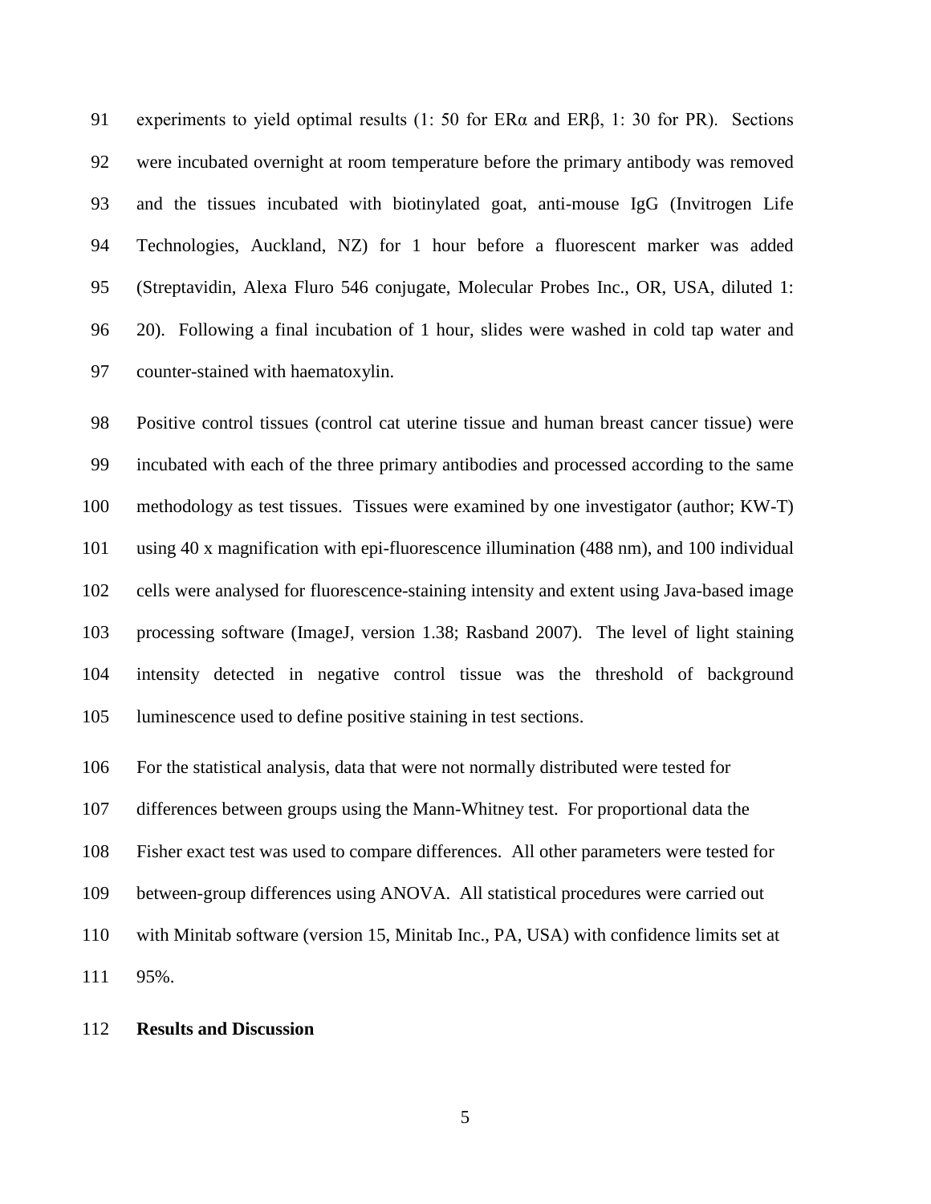experiments to yield optimal results (1: 50 for ERα and ERβ, 1: 30 for PR). Sections were incubated overnight at room temperature before the primary antibody was removed and the tissues incubated with biotinylated goat, anti-mouse IgG (Invitrogen Life Technologies, Auckland, NZ) for 1 hour before a fluorescent marker was added (Streptavidin, Alexa Fluro 546 conjugate, Molecular Probes Inc., OR, USA, diluted 1: 20). Following a final incubation of 1 hour, slides were washed in cold tap water and counter-stained with haematoxylin.

Positive control tissues (control cat uterine tissue and human breast cancer tissue) were incubated with each of the three primary antibodies and processed according to the same methodology as test tissues. Tissues were examined by one investigator (author; KW-T) using 40 x magnification with epi-fluorescence illumination (488 nm), and 100 individual cells were analysed for fluorescence-staining intensity and extent using Java-based image processing software (ImageJ, version 1.38; Rasband 2007). The level of light staining intensity detected in negative control tissue was the threshold of background luminescence used to define positive staining in test sections.

For the statistical analysis, data that were not normally distributed were tested for differences between groups using the Mann-Whitney test. For proportional data the Fisher exact test was used to compare differences. All other parameters were tested for between-group differences using ANOVA. All statistical procedures were carried out with Minitab software (version 15, Minitab Inc., PA, USA) with confidence limits set at 95%.

## Results and Discussion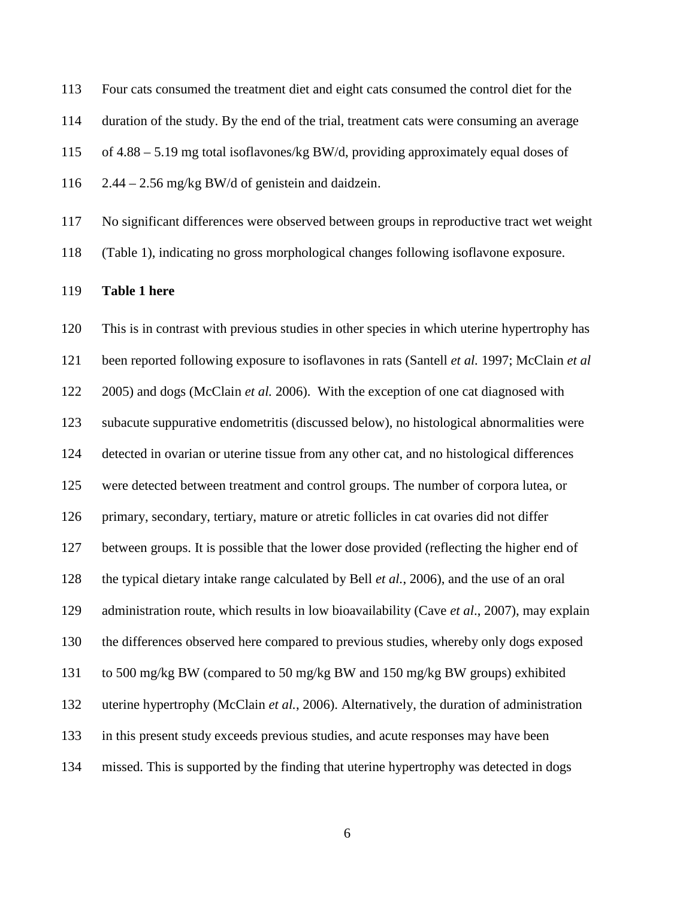Four cats consumed the treatment diet and eight cats consumed the control diet for the duration of the study. By the end of the trial, treatment cats were consuming an average of 4.88 – 5.19 mg total isoflavones/kg BW/d, providing approximately equal doses of 2.44 – 2.56 mg/kg BW/d of genistein and daidzein.

No significant differences were observed between groups in reproductive tract wet weight (Table 1), indicating no gross morphological changes following isoflavone exposure.

**Table 1 here**

This is in contrast with previous studies in other species in which uterine hypertrophy has been reported following exposure to isoflavones in rats (Santell *et al.* 1997; McClain *et al* 2005) and dogs (McClain *et al.* 2006). With the exception of one cat diagnosed with subacute suppurative endometritis (discussed below), no histological abnormalities were detected in ovarian or uterine tissue from any other cat, and no histological differences were detected between treatment and control groups. The number of corpora lutea, or primary, secondary, tertiary, mature or atretic follicles in cat ovaries did not differ between groups. It is possible that the lower dose provided (reflecting the higher end of the typical dietary intake range calculated by Bell *et al.*, 2006), and the use of an oral administration route, which results in low bioavailability (Cave *et al*., 2007), may explain the differences observed here compared to previous studies, whereby only dogs exposed to 500 mg/kg BW (compared to 50 mg/kg BW and 150 mg/kg BW groups) exhibited uterine hypertrophy (McClain *et al.*, 2006). Alternatively, the duration of administration in this present study exceeds previous studies, and acute responses may have been missed. This is supported by the finding that uterine hypertrophy was detected in dogs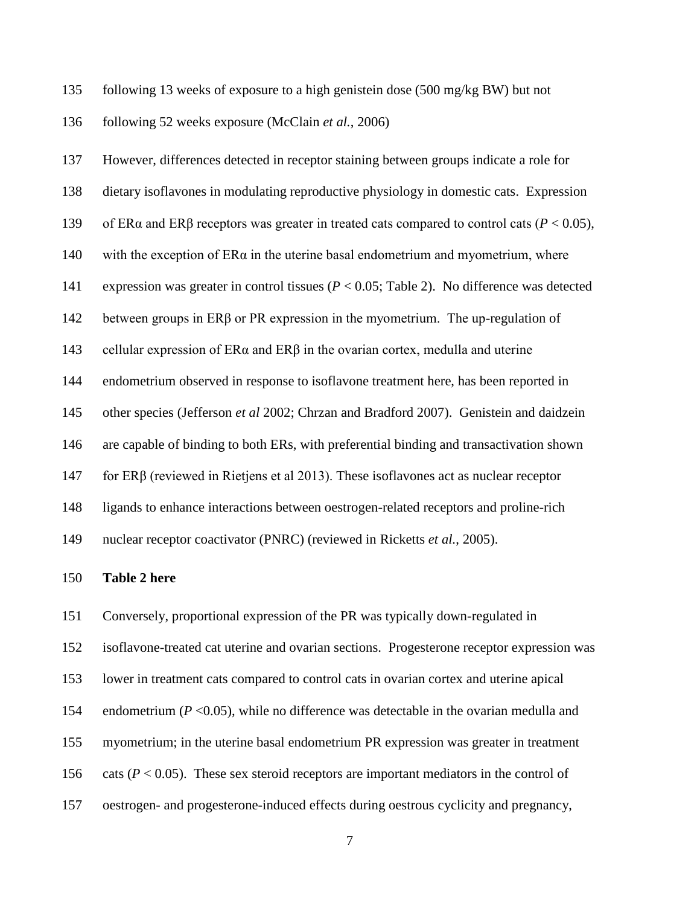following 13 weeks of exposure to a high genistein dose (500 mg/kg BW) but not following 52 weeks exposure (McClain *et al.*, 2006)

However, differences detected in receptor staining between groups indicate a role for dietary isoflavones in modulating reproductive physiology in domestic cats. Expression of ERα and ERβ receptors was greater in treated cats compared to control cats ($P < 0.05$), with the exception of ERα in the uterine basal endometrium and myometrium, where expression was greater in control tissues ($P < 0.05$; Table 2). No difference was detected between groups in ERβ or PR expression in the myometrium. The up-regulation of cellular expression of ERα and ERβ in the ovarian cortex, medulla and uterine endometrium observed in response to isoflavone treatment here, has been reported in other species (Jefferson *et al* 2002; Chrzan and Bradford 2007). Genistein and daidzein are capable of binding to both ERs, with preferential binding and transactivation shown for ERβ (reviewed in Rietjens et al 2013). These isoflavones act as nuclear receptor ligands to enhance interactions between oestrogen-related receptors and proline-rich nuclear receptor coactivator (PNRC) (reviewed in Ricketts *et al.*, 2005).

**Table 2 here**

Conversely, proportional expression of the PR was typically down-regulated in isoflavone-treated cat uterine and ovarian sections. Progesterone receptor expression was lower in treatment cats compared to control cats in ovarian cortex and uterine apical endometrium ($P < 0.05$), while no difference was detectable in the ovarian medulla and myometrium; in the uterine basal endometrium PR expression was greater in treatment cats ($P < 0.05$). These sex steroid receptors are important mediators in the control of oestrogen- and progesterone-induced effects during oestrous cyclicity and pregnancy,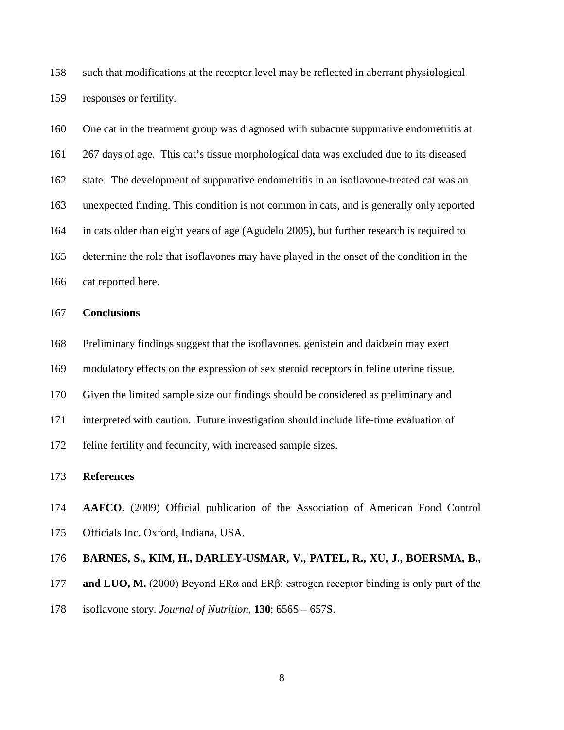such that modifications at the receptor level may be reflected in aberrant physiological responses or fertility.

One cat in the treatment group was diagnosed with subacute suppurative endometritis at 267 days of age. This cat's tissue morphological data was excluded due to its diseased state. The development of suppurative endometritis in an isoflavone-treated cat was an unexpected finding. This condition is not common in cats, and is generally only reported in cats older than eight years of age (Agudelo 2005), but further research is required to determine the role that isoflavones may have played in the onset of the condition in the cat reported here.

## Conclusions

Preliminary findings suggest that the isoflavones, genistein and daidzein may exert modulatory effects on the expression of sex steroid receptors in feline uterine tissue. Given the limited sample size our findings should be considered as preliminary and interpreted with caution. Future investigation should include life-time evaluation of feline fertility and fecundity, with increased sample sizes.

## References

**AAFCO.** (2009) Official publication of the Association of American Food Control Officials Inc. Oxford, Indiana, USA.

**BARNES, S., KIM, H., DARLEY-USMAR, V., PATEL, R., XU, J., BOERSMA, B., and LUO, M.** (2000) Beyond ERα and ERβ: estrogen receptor binding is only part of the isoflavone story. *Journal of Nutrition*, **130**: 656S – 657S.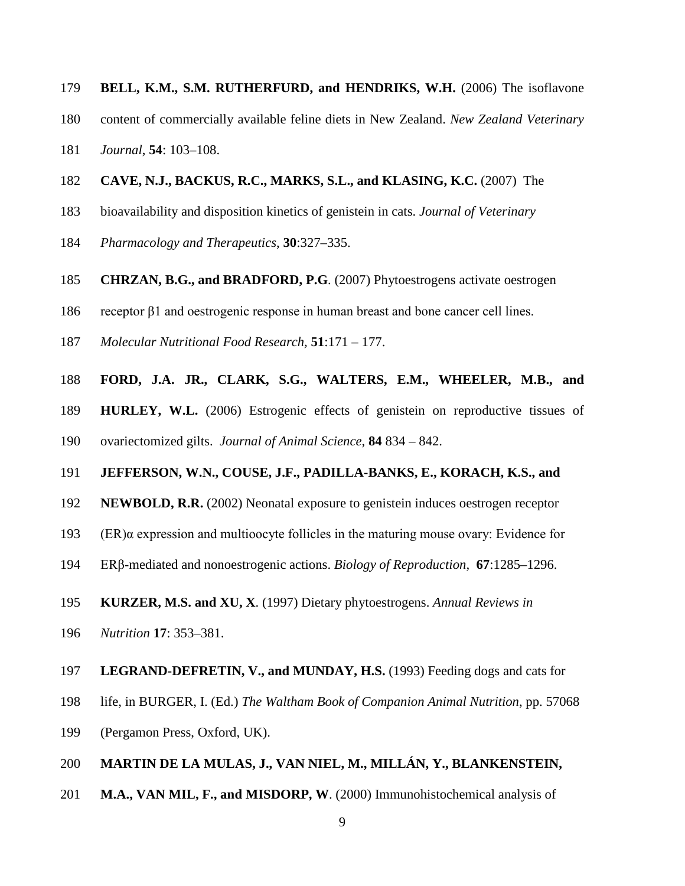**BELL, K.M., S.M. RUTHERFURD, and HENDRIKS, W.H.** (2006) The isoflavone content of commercially available feline diets in New Zealand. *New Zealand Veterinary Journal*, **54**: 103–108.

**CAVE, N.J., BACKUS, R.C., MARKS, S.L., and KLASING, K.C.** (2007) The bioavailability and disposition kinetics of genistein in cats. *Journal of Veterinary Pharmacology and Therapeutics*, **30**:327–335.

**CHRZAN, B.G., and BRADFORD, P.G**. (2007) Phytoestrogens activate oestrogen receptor β1 and oestrogenic response in human breast and bone cancer cell lines. *Molecular Nutritional Food Research*, **51**:171 – 177.

**FORD, J.A. JR., CLARK, S.G., WALTERS, E.M., WHEELER, M.B., and HURLEY, W.L.** (2006) Estrogenic effects of genistein on reproductive tissues of ovariectomized gilts. *Journal of Animal Science*, **84** 834 – 842.

**JEFFERSON, W.N., COUSE, J.F., PADILLA-BANKS, E., KORACH, K.S., and NEWBOLD, R.R.** (2002) Neonatal exposure to genistein induces oestrogen receptor (ER)α expression and multioocyte follicles in the maturing mouse ovary: Evidence for ERβ-mediated and nonoestrogenic actions. *Biology of Reproduction*, **67**:1285–1296.

**KURZER, M.S. and XU, X**. (1997) Dietary phytoestrogens. *Annual Reviews in Nutrition* **17**: 353–381.

**LEGRAND-DEFRETIN, V., and MUNDAY, H.S.** (1993) Feeding dogs and cats for life, in BURGER, I. (Ed.) *The Waltham Book of Companion Animal Nutrition*, pp. 57068 (Pergamon Press, Oxford, UK).

**MARTIN DE LA MULAS, J., VAN NIEL, M., MILLÁN, Y., BLANKENSTEIN, M.A., VAN MIL, F., and MISDORP, W**. (2000) Immunohistochemical analysis of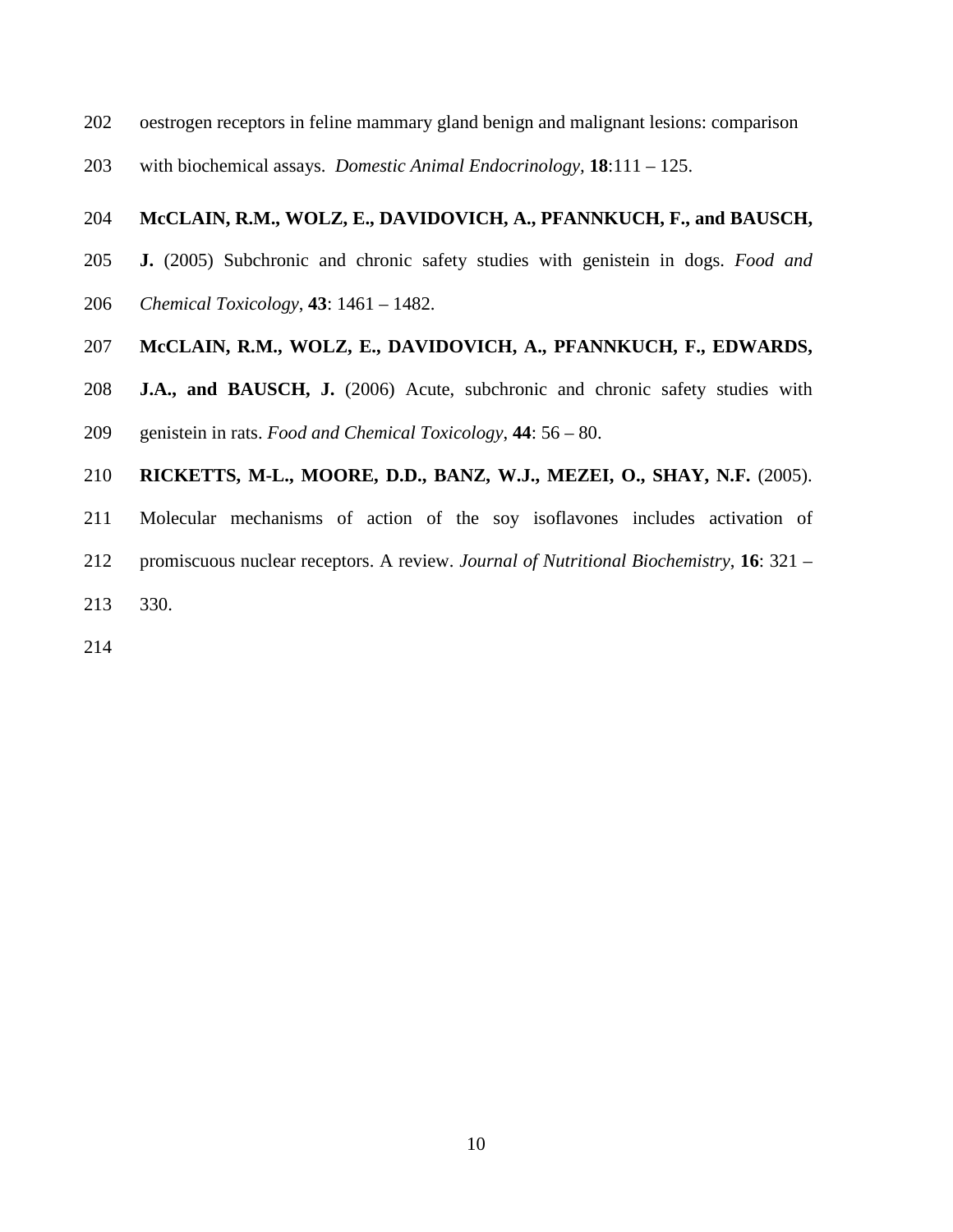oestrogen receptors in feline mammary gland benign and malignant lesions: comparison with biochemical assays. *Domestic Animal Endocrinology,* **18**:111 – 125.

**McCLAIN, R.M., WOLZ, E., DAVIDOVICH, A., PFANNKUCH, F., and BAUSCH, J.** (2005) Subchronic and chronic safety studies with genistein in dogs. *Food and Chemical Toxicology*, **43**: 1461 – 1482.

**McCLAIN, R.M., WOLZ, E., DAVIDOVICH, A., PFANNKUCH, F., EDWARDS, J.A., and BAUSCH, J.** (2006) Acute, subchronic and chronic safety studies with genistein in rats. *Food and Chemical Toxicology,* **44**: 56 – 80.

**RICKETTS, M-L., MOORE, D.D., BANZ, W.J., MEZEI, O., SHAY, N.F.** (2005). Molecular mechanisms of action of the soy isoflavones includes activation of promiscuous nuclear receptors. A review. *Journal of Nutritional Biochemistry*, **16**: 321 – 330.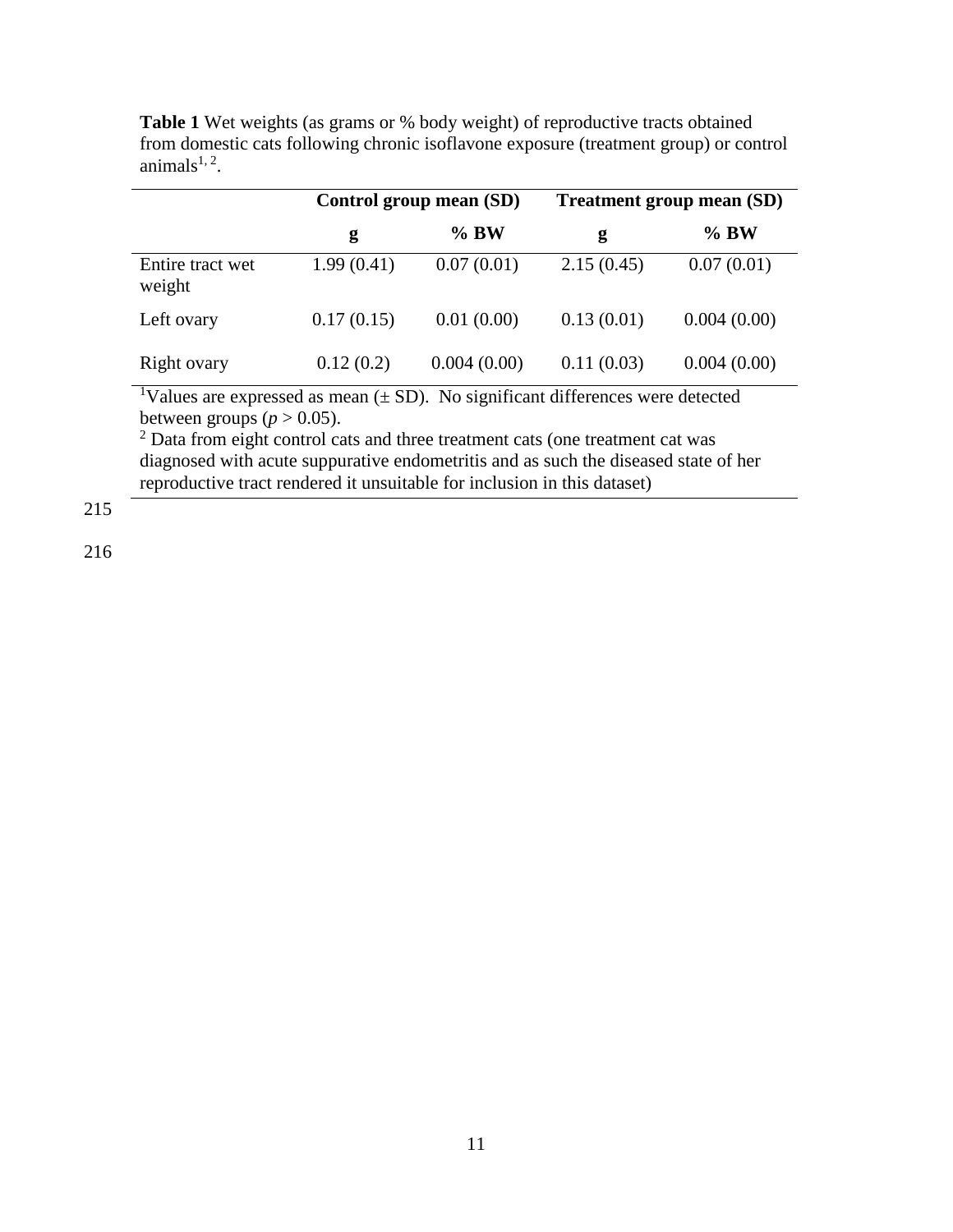**Table 1** Wet weights (as grams or % body weight) of reproductive tracts obtained from domestic cats following chronic isoflavone exposure (treatment group) or control animals[1, 2].

| | Control group mean (SD) | | Treatment group mean (SD) | |
|---|---|---|---|---|
| | **g** | **% BW** | **g** | **% BW** |
| Entire tract wet weight | 1.99 (0.41) | 0.07 (0.01) | 2.15 (0.45) | 0.07 (0.01) |
| Left ovary | 0.17 (0.15) | 0.01 (0.00) | 0.13 (0.01) | 0.004 (0.00) |
| Right ovary | 0.12 (0.2) | 0.004 (0.00) | 0.11 (0.03) | 0.004 (0.00) |

[1]Values are expressed as mean (± SD). No significant differences were detected between groups ($p > 0.05$).
[2] Data from eight control cats and three treatment cats (one treatment cat was diagnosed with acute suppurative endometritis and as such the diseased state of her reproductive tract rendered it unsuitable for inclusion in this dataset)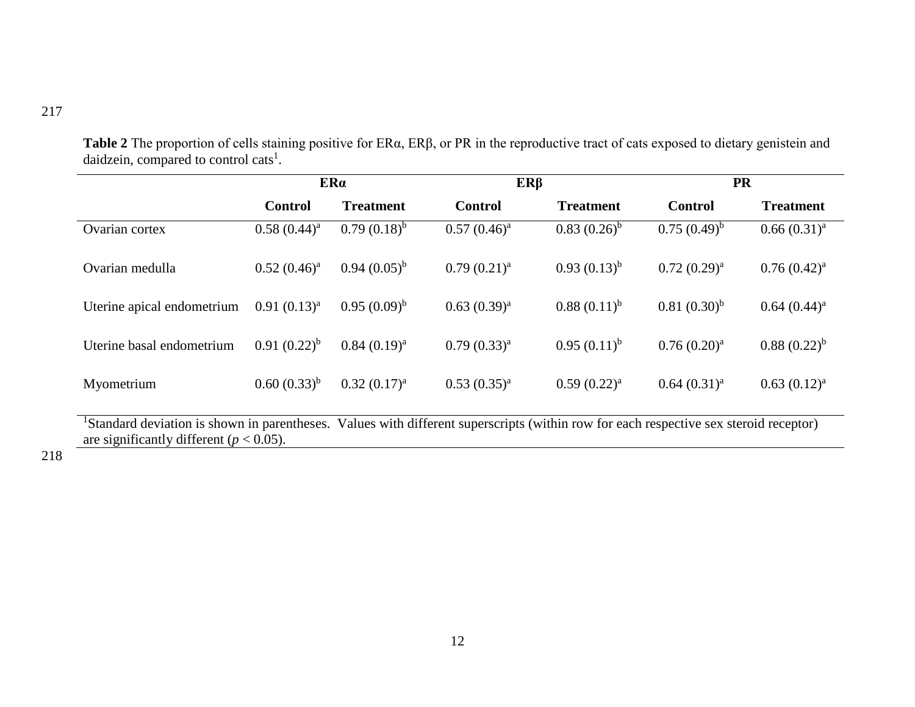**Table 2** The proportion of cells staining positive for ERα, ERβ, or PR in the reproductive tract of cats exposed to dietary genistein and daidzein, compared to control cats[1].

| | ERα | | ERβ | | PR | |
|---|---|---|---|---|---|---|
| | **Control** | **Treatment** | **Control** | **Treatment** | **Control** | **Treatment** |
| Ovarian cortex | 0.58 (0.44)[a] | 0.79 (0.18)[b] | 0.57 (0.46)[a] | 0.83 (0.26)[b] | 0.75 (0.49)[b] | 0.66 (0.31)[a] |
| Ovarian medulla | 0.52 (0.46)[a] | 0.94 (0.05)[b] | 0.79 (0.21)[a] | 0.93 (0.13)[b] | 0.72 (0.29)[a] | 0.76 (0.42)[a] |
| Uterine apical endometrium | 0.91 (0.13)[a] | 0.95 (0.09)[b] | 0.63 (0.39)[a] | 0.88 (0.11)[b] | 0.81 (0.30)[b] | 0.64 (0.44)[a] |
| Uterine basal endometrium | 0.91 (0.22)[b] | 0.84 (0.19)[a] | 0.79 (0.33)[a] | 0.95 (0.11)[b] | 0.76 (0.20)[a] | 0.88 (0.22)[b] |
| Myometrium | 0.60 (0.33)[b] | 0.32 (0.17)[a] | 0.53 (0.35)[a] | 0.59 (0.22)[a] | 0.64 (0.31)[a] | 0.63 (0.12)[a] |

[1]Standard deviation is shown in parentheses. Values with different superscripts (within row for each respective sex steroid receptor) are significantly different ($p < 0.05$).